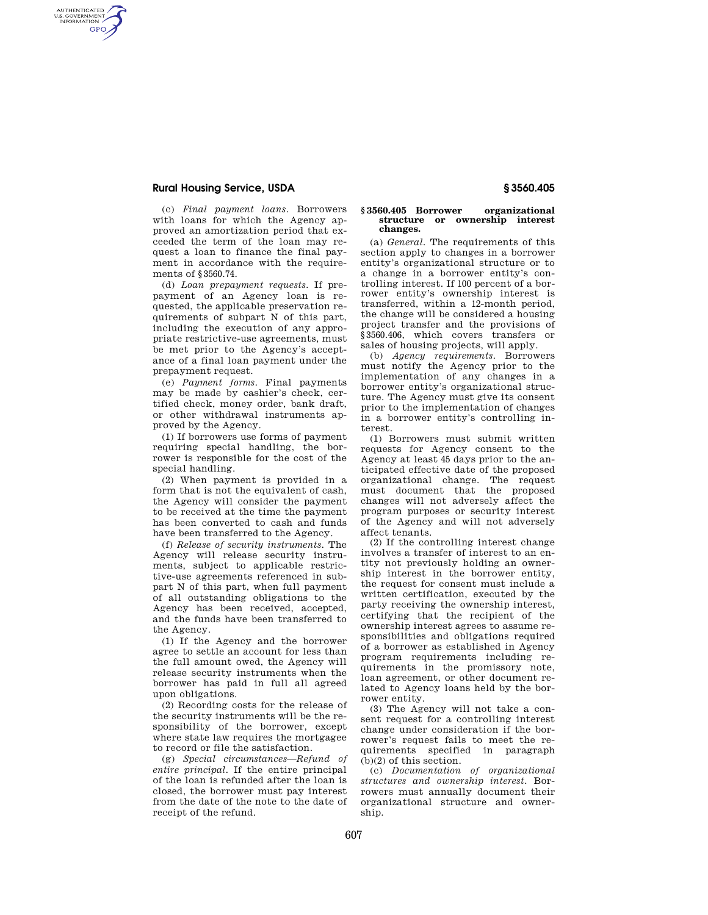(c) *Final payment loans.* Borrowers with loans for which the Agency approved an amortization period that exceeded the term of the loan may request a loan to finance the final payment in accordance with the requirements of §3560.74.

(d) *Loan prepayment requests.* If prepayment of an Agency loan is requested, the applicable preservation requirements of subpart N of this part, including the execution of any appropriate restrictive-use agreements, must be met prior to the Agency's acceptance of a final loan payment under the prepayment request.

(e) *Payment forms.* Final payments may be made by cashier's check, certified check, money order, bank draft, or other withdrawal instruments approved by the Agency.

(1) If borrowers use forms of payment requiring special handling, the borrower is responsible for the cost of the special handling.

(2) When payment is provided in a form that is not the equivalent of cash, the Agency will consider the payment to be received at the time the payment has been converted to cash and funds have been transferred to the Agency.

(f) *Release of security instruments.* The Agency will release security instruments, subject to applicable restrictive-use agreements referenced in subpart N of this part, when full payment of all outstanding obligations to the Agency has been received, accepted, and the funds have been transferred to the Agency.

(1) If the Agency and the borrower agree to settle an account for less than the full amount owed, the Agency will release security instruments when the borrower has paid in full all agreed upon obligations.

(2) Recording costs for the release of the security instruments will be the responsibility of the borrower, except where state law requires the mortgagee to record or file the satisfaction.

(g) *Special circumstances—Refund of entire principal.* If the entire principal of the loan is refunded after the loan is closed, the borrower must pay interest from the date of the note to the date of receipt of the refund.

### §3560.405 Borrower organizational structure or ownership interest changes.

(a) *General.* The requirements of this section apply to changes in a borrower entity's organizational structure or to a change in a borrower entity's controlling interest. If 100 percent of a borrower entity's ownership interest is transferred, within a 12-month period, the change will be considered a housing project transfer and the provisions of §3560.406, which covers transfers or sales of housing projects, will apply.

(b) *Agency requirements.* Borrowers must notify the Agency prior to the implementation of any changes in a borrower entity's organizational structure. The Agency must give its consent prior to the implementation of changes in a borrower entity's controlling interest.

(1) Borrowers must submit written requests for Agency consent to the Agency at least 45 days prior to the anticipated effective date of the proposed organizational change. The request must document that the proposed changes will not adversely affect the program purposes or security interest of the Agency and will not adversely affect tenants.

(2) If the controlling interest change involves a transfer of interest to an entity not previously holding an ownership interest in the borrower entity, the request for consent must include a written certification, executed by the party receiving the ownership interest, certifying that the recipient of the ownership interest agrees to assume responsibilities and obligations required of a borrower as established in Agency program requirements including requirements in the promissory note, loan agreement, or other document related to Agency loans held by the borrower entity.

(3) The Agency will not take a consent request for a controlling interest change under consideration if the borrower's request fails to meet the requirements specified in paragraph (b)(2) of this section.

(c) *Documentation of organizational structures and ownership interest.* Borrowers must annually document their organizational structure and ownership.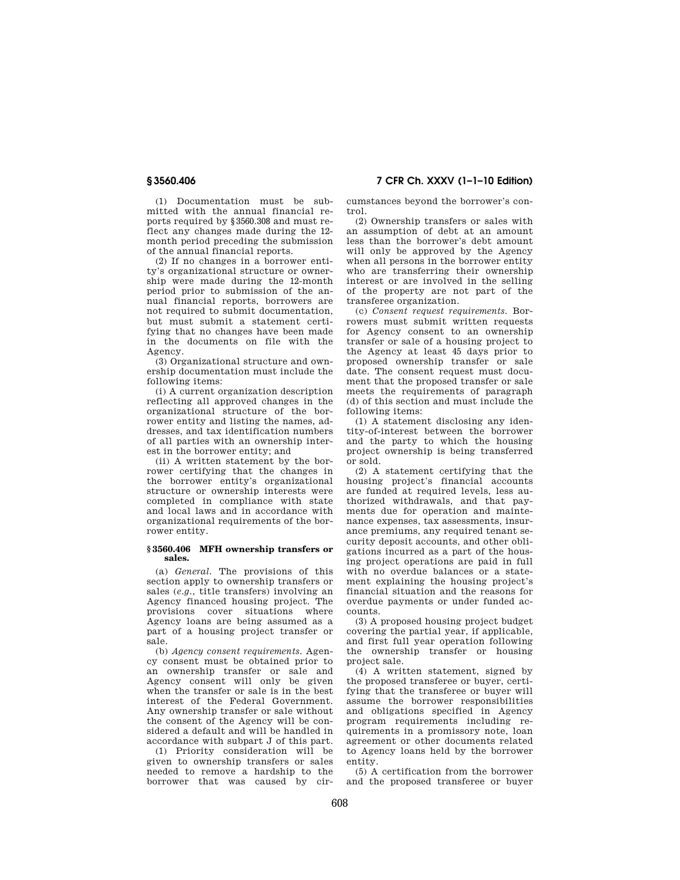(1) Documentation must be submitted with the annual financial reports required by §3560.308 and must reflect any changes made during the 12-month period preceding the submission of the annual financial reports.

(2) If no changes in a borrower entity's organizational structure or ownership were made during the 12-month period prior to submission of the annual financial reports, borrowers are not required to submit documentation, but must submit a statement certifying that no changes have been made in the documents on file with the Agency.

(3) Organizational structure and ownership documentation must include the following items:

(i) A current organization description reflecting all approved changes in the organizational structure of the borrower entity and listing the names, addresses, and tax identification numbers of all parties with an ownership interest in the borrower entity; and

(ii) A written statement by the borrower certifying that the changes in the borrower entity's organizational structure or ownership interests were completed in compliance with state and local laws and in accordance with organizational requirements of the borrower entity.

### §3560.406 MFH ownership transfers or sales.

(a) *General.* The provisions of this section apply to ownership transfers or sales (*e.g.*, title transfers) involving an Agency financed housing project. The provisions cover situations where Agency loans are being assumed as a part of a housing project transfer or sale.

(b) *Agency consent requirements.* Agency consent must be obtained prior to an ownership transfer or sale and Agency consent will only be given when the transfer or sale is in the best interest of the Federal Government. Any ownership transfer or sale without the consent of the Agency will be considered a default and will be handled in accordance with subpart J of this part.

(1) Priority consideration will be given to ownership transfers or sales needed to remove a hardship to the borrower that was caused by circumstances beyond the borrower's control.

(2) Ownership transfers or sales with an assumption of debt at an amount less than the borrower's debt amount will only be approved by the Agency when all persons in the borrower entity who are transferring their ownership interest or are involved in the selling of the property are not part of the transferee organization.

(c) *Consent request requirements.* Borrowers must submit written requests for Agency consent to an ownership transfer or sale of a housing project to the Agency at least 45 days prior to proposed ownership transfer or sale date. The consent request must document that the proposed transfer or sale meets the requirements of paragraph (d) of this section and must include the following items:

(1) A statement disclosing any identity-of-interest between the borrower and the party to which the housing project ownership is being transferred or sold.

(2) A statement certifying that the housing project's financial accounts are funded at required levels, less authorized withdrawals, and that payments due for operation and maintenance expenses, tax assessments, insurance premiums, any required tenant security deposit accounts, and other obligations incurred as a part of the housing project operations are paid in full with no overdue balances or a statement explaining the housing project's financial situation and the reasons for overdue payments or under funded accounts.

(3) A proposed housing project budget covering the partial year, if applicable, and first full year operation following the ownership transfer or housing project sale.

(4) A written statement, signed by the proposed transferee or buyer, certifying that the transferee or buyer will assume the borrower responsibilities and obligations specified in Agency program requirements including requirements in a promissory note, loan agreement or other documents related to Agency loans held by the borrower entity.

(5) A certification from the borrower and the proposed transferee or buyer